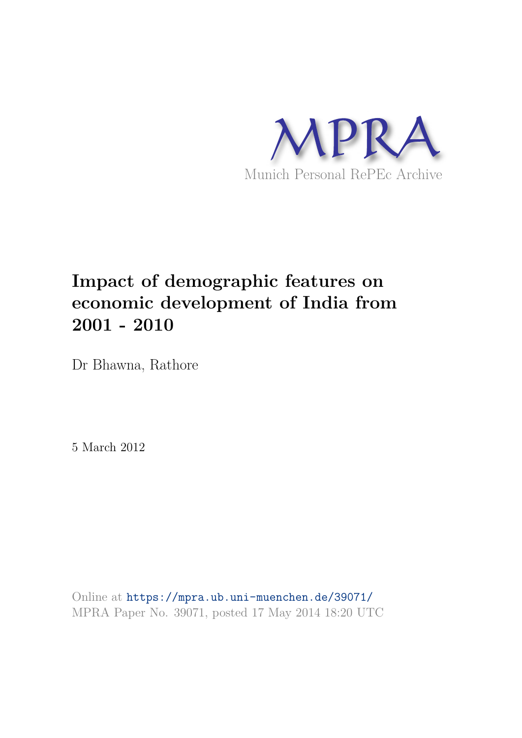MPRA

Munich Personal RePEc Archive

# Impact of demographic features on economic development of India from 2001 - 2010

Dr Bhawna, Rathore

5 March 2012

Online at https://mpra.ub.uni-muenchen.de/39071/
MPRA Paper No. 39071, posted 17 May 2014 18:20 UTC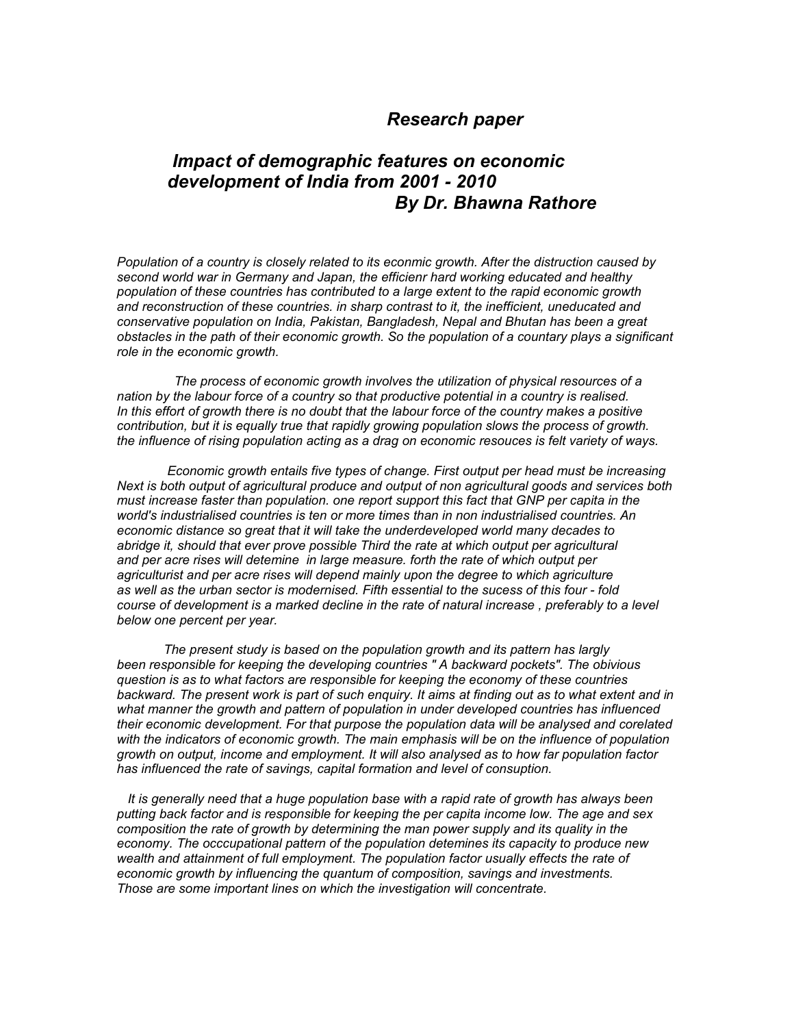*Research paper*

## *Impact of demographic features on economic development of India from 2001 - 2010*

***By Dr. Bhawna Rathore***

*Population of a country is closely related to its econmic growth. After the distruction caused by second world war in Germany and Japan, the efficienr hard working educated and healthy population of these countries has contributed to a large extent to the rapid economic growth and reconstruction of these countries. in sharp contrast to it, the inefficient, uneducated and conservative population on India, Pakistan, Bangladesh, Nepal and Bhutan has been a great obstacles in the path of their economic growth. So the population of a countary plays a significant role in the economic growth.*

*The process of economic growth involves the utilization of physical resources of a nation by the labour force of a country so that productive potential in a country is realised. In this effort of growth there is no doubt that the labour force of the country makes a positive contribution, but it is equally true that rapidly growing population slows the process of growth. the influence of rising population acting as a drag on economic resouces is felt variety of ways.*

*Economic growth entails five types of change. First output per head must be increasing Next is both output of agricultural produce and output of non agricultural goods and services both must increase faster than population. one report support this fact that GNP per capita in the world's industrialised countries is ten or more times than in non industrialised countries. An economic distance so great that it will take the underdeveloped world many decades to abridge it, should that ever prove possible Third the rate at which output per agricultural and per acre rises will detemine in large measure. forth the rate of which output per agriculturist and per acre rises will depend mainly upon the degree to which agriculture as well as the urban sector is modernised. Fifth essential to the sucess of this four - fold course of development is a marked decline in the rate of natural increase , preferably to a level below one percent per year.*

*The present study is based on the population growth and its pattern has largly been responsible for keeping the developing countries " A backward pockets". The obivious question is as to what factors are responsible for keeping the economy of these countries backward. The present work is part of such enquiry. It aims at finding out as to what extent and in what manner the growth and pattern of population in under developed countries has influenced their economic development. For that purpose the population data will be analysed and corelated with the indicators of economic growth. The main emphasis will be on the influence of population growth on output, income and employment. It will also analysed as to how far population factor has influenced the rate of savings, capital formation and level of consuption.*

*It is generally need that a huge population base with a rapid rate of growth has always been putting back factor and is responsible for keeping the per capita income low. The age and sex composition the rate of growth by determining the man power supply and its quality in the economy. The occcupational pattern of the population detemines its capacity to produce new wealth and attainment of full employment. The population factor usually effects the rate of economic growth by influencing the quantum of composition, savings and investments. Those are some important lines on which the investigation will concentrate.*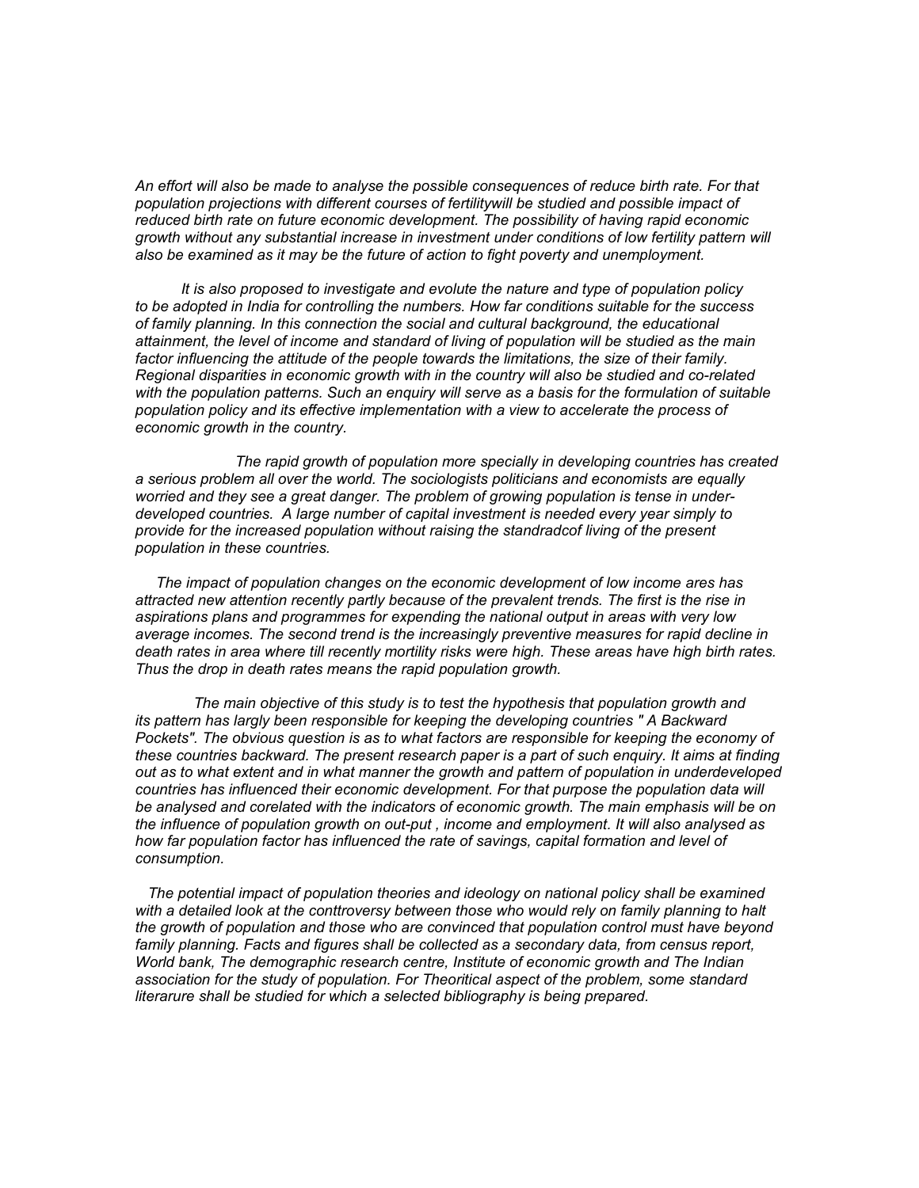*An effort will also be made to analyse the possible consequences of reduce birth rate. For that population projections with different courses of fertilitywill be studied and possible impact of reduced birth rate on future economic development. The possibility of having rapid economic growth without any substantial increase in investment under conditions of low fertility pattern will also be examined as it may be the future of action to fight poverty and unemployment.*

*It is also proposed to investigate and evolute the nature and type of population policy to be adopted in India for controlling the numbers. How far conditions suitable for the success of family planning. In this connection the social and cultural background, the educational attainment, the level of income and standard of living of population will be studied as the main factor influencing the attitude of the people towards the limitations, the size of their family. Regional disparities in economic growth with in the country will also be studied and co-related with the population patterns. Such an enquiry will serve as a basis for the formulation of suitable population policy and its effective implementation with a view to accelerate the process of economic growth in the country.*

*The rapid growth of population more specially in developing countries has created a serious problem all over the world. The sociologists politicians and economists are equally worried and they see a great danger. The problem of growing population is tense in under-developed countries. A large number of capital investment is needed every year simply to provide for the increased population without raising the standradcof living of the present population in these countries.*

*The impact of population changes on the economic development of low income ares has attracted new attention recently partly because of the prevalent trends. The first is the rise in aspirations plans and programmes for expending the national output in areas with very low average incomes. The second trend is the increasingly preventive measures for rapid decline in death rates in area where till recently mortility risks were high. These areas have high birth rates. Thus the drop in death rates means the rapid population growth.*

*The main objective of this study is to test the hypothesis that population growth and its pattern has largly been responsible for keeping the developing countries " A Backward Pockets". The obvious question is as to what factors are responsible for keeping the economy of these countries backward. The present research paper is a part of such enquiry. It aims at finding out as to what extent and in what manner the growth and pattern of population in underdeveloped countries has influenced their economic development. For that purpose the population data will be analysed and corelated with the indicators of economic growth. The main emphasis will be on the influence of population growth on out-put , income and employment. It will also analysed as how far population factor has influenced the rate of savings, capital formation and level of consumption.*

*The potential impact of population theories and ideology on national policy shall be examined with a detailed look at the conttroversy between those who would rely on family planning to halt the growth of population and those who are convinced that population control must have beyond family planning. Facts and figures shall be collected as a secondary data, from census report, World bank, The demographic research centre, Institute of economic growth and The Indian association for the study of population. For Theoritical aspect of the problem, some standard literarure shall be studied for which a selected bibliography is being prepared.*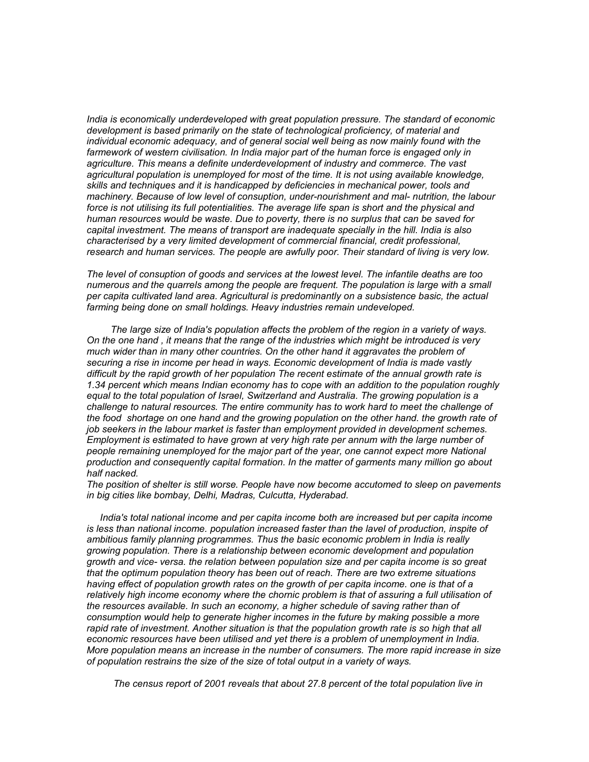*India is economically underdeveloped with great population pressure. The standard of economic development is based primarily on the state of technological proficiency, of material and individual economic adequacy, and of general social well being as now mainly found with the farmework of western civilisation. In India major part of the human force is engaged only in agriculture. This means a definite underdevelopment of industry and commerce. The vast agricultural population is unemployed for most of the time. It is not using available knowledge, skills and techniques and it is handicapped by deficiencies in mechanical power, tools and machinery. Because of low level of consuption, under-nourishment and mal- nutrition, the labour force is not utilising its full potentialities. The average life span is short and the physical and human resources would be waste. Due to poverty, there is no surplus that can be saved for capital investment. The means of transport are inadequate specially in the hill. India is also characterised by a very limited development of commercial financial, credit professional, research and human services. The people are awfully poor. Their standard of living is very low.*

*The level of consuption of goods and services at the lowest level. The infantile deaths are too numerous and the quarrels among the people are frequent. The population is large with a small per capita cultivated land area. Agricultural is predominantly on a subsistence basic, the actual farming being done on small holdings. Heavy industries remain undeveloped.*

*The large size of India's population affects the problem of the region in a variety of ways. On the one hand , it means that the range of the industries which might be introduced is very much wider than in many other countries. On the other hand it aggravates the problem of securing a rise in income per head in ways. Economic development of India is made vastly difficult by the rapid growth of her population The recent estimate of the annual growth rate is 1.34 percent which means Indian economy has to cope with an addition to the population roughly equal to the total population of Israel, Switzerland and Australia. The growing population is a challenge to natural resources. The entire community has to work hard to meet the challenge of the food shortage on one hand and the growing population on the other hand. the growth rate of job seekers in the labour market is faster than employment provided in development schemes. Employment is estimated to have grown at very high rate per annum with the large number of people remaining unemployed for the major part of the year, one cannot expect more National production and consequently capital formation. In the matter of garments many million go about half nacked.*

*The position of shelter is still worse. People have now become accutomed to sleep on pavements in big cities like bombay, Delhi, Madras, Culcutta, Hyderabad.*

*India's total national income and per capita income both are increased but per capita income is less than national income. population increased faster than the lavel of production, inspite of ambitious family planning programmes. Thus the basic economic problem in India is really growing population. There is a relationship between economic development and population growth and vice- versa. the relation between population size and per capita income is so great that the optimum population theory has been out of reach. There are two extreme situations having effect of population growth rates on the growth of per capita income. one is that of a relatively high income economy where the chornic problem is that of assuring a full utilisation of the resources available. In such an economy, a higher schedule of saving rather than of consumption would help to generate higher incomes in the future by making possible a more rapid rate of investment. Another situation is that the population growth rate is so high that all economic resources have been utilised and yet there is a problem of unemployment in India. More population means an increase in the number of consumers. The more rapid increase in size of population restrains the size of the size of total output in a variety of ways.*

*The census report of 2001 reveals that about 27.8 percent of the total population live in*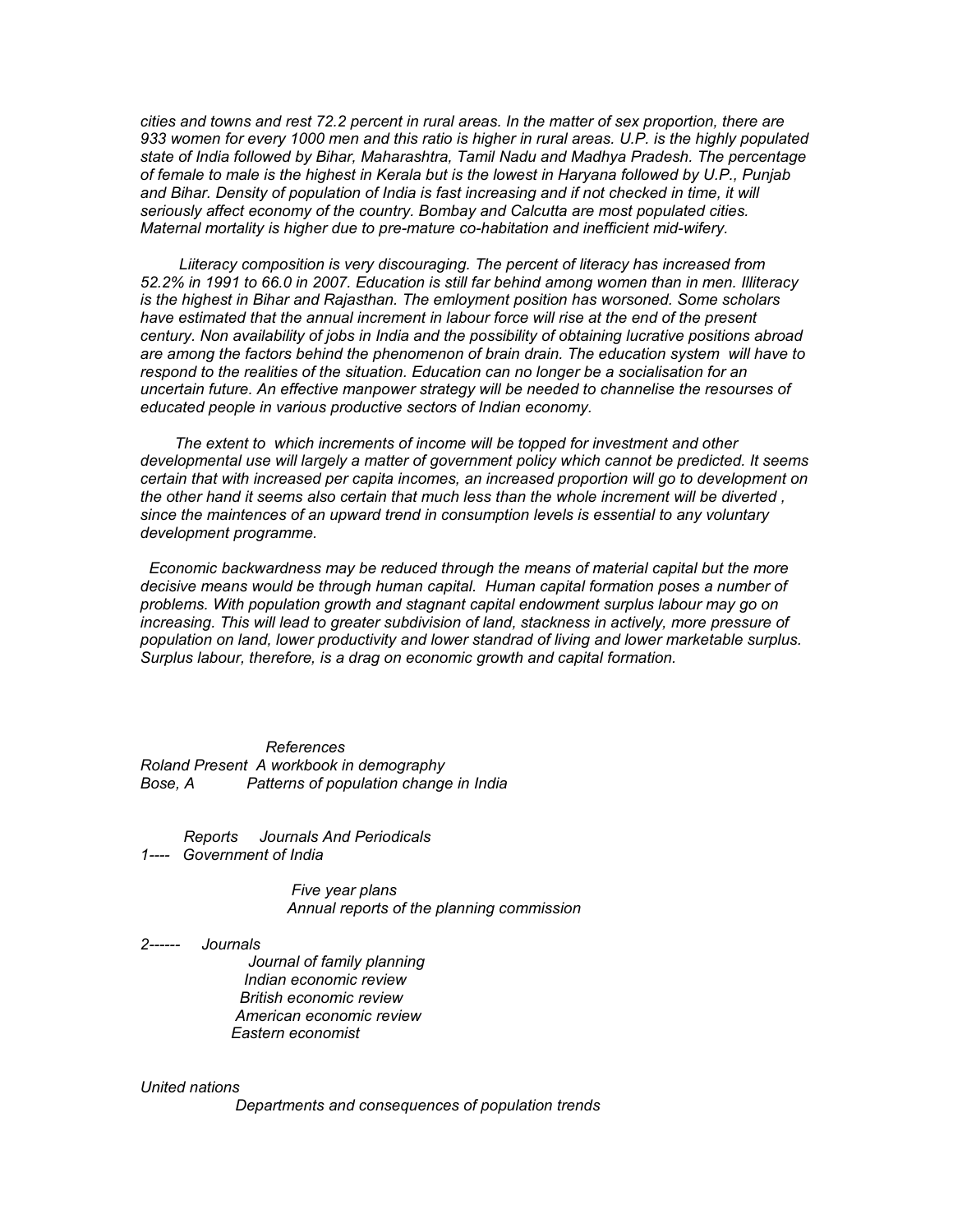*cities and towns and rest 72.2 percent in rural areas. In the matter of sex proportion, there are 933 women for every 1000 men and this ratio is higher in rural areas. U.P. is the highly populated state of India followed by Bihar, Maharashtra, Tamil Nadu and Madhya Pradesh. The percentage of female to male is the highest in Kerala but is the lowest in Haryana followed by U.P., Punjab and Bihar. Density of population of India is fast increasing and if not checked in time, it will seriously affect economy of the country. Bombay and Calcutta are most populated cities. Maternal mortality is higher due to pre-mature co-habitation and inefficient mid-wifery.*

*Liiteracy composition is very discouraging. The percent of literacy has increased from 52.2% in 1991 to 66.0 in 2007. Education is still far behind among women than in men. Illiteracy is the highest in Bihar and Rajasthan. The emloyment position has worsoned. Some scholars have estimated that the annual increment in labour force will rise at the end of the present century. Non availability of jobs in India and the possibility of obtaining lucrative positions abroad are among the factors behind the phenomenon of brain drain. The education system will have to respond to the realities of the situation. Education can no longer be a socialisation for an uncertain future. An effective manpower strategy will be needed to channelise the resourses of educated people in various productive sectors of Indian economy.*

*The extent to which increments of income will be topped for investment and other developmental use will largely a matter of government policy which cannot be predicted. It seems certain that with increased per capita incomes, an increased proportion will go to development on the other hand it seems also certain that much less than the whole increment will be diverted , since the maintences of an upward trend in consumption levels is essential to any voluntary development programme.*

*Economic backwardness may be reduced through the means of material capital but the more decisive means would be through human capital. Human capital formation poses a number of problems. With population growth and stagnant capital endowment surplus labour may go on increasing. This will lead to greater subdivision of land, stackness in actively, more pressure of population on land, lower productivity and lower standrad of living and lower marketable surplus. Surplus labour, therefore, is a drag on economic growth and capital formation.*

*References*

*Roland Present A workbook in demography*
*Bose, A Patterns of population change in India*

*Reports Journals And Periodicals*

*1---- Government of India*

*Five year plans*
*Annual reports of the planning commission*

*2------ Journals*

*Journal of family planning*
*Indian economic review*
*British economic review*
*American economic review*
*Eastern economist*

*United nations*

*Departments and consequences of population trends*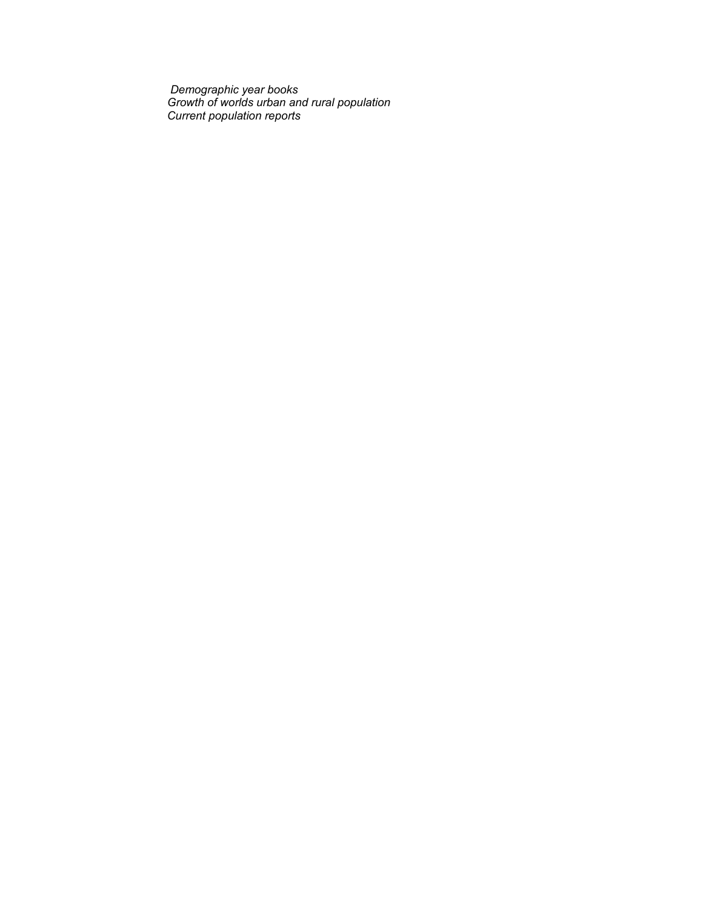*Demographic year books*
*Growth of worlds urban and rural population*
*Current population reports*